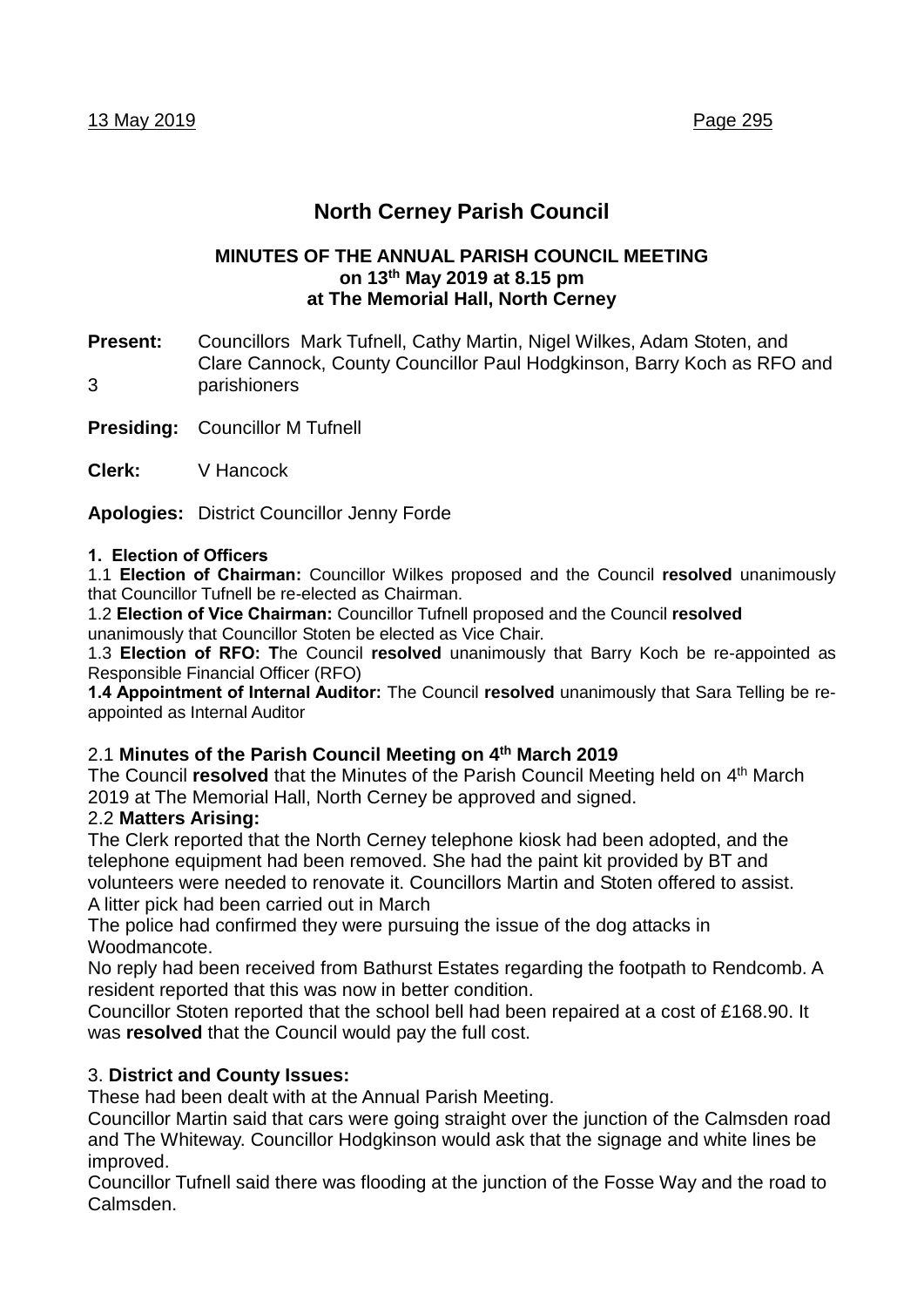# North Cerney Parish Council

**MINUTES OF THE ANNUAL PARISH COUNCIL MEETING**
**on 13th May 2019 at 8.15 pm**
**at The Memorial Hall, North Cerney**

**Present:** Councillors Mark Tufnell, Cathy Martin, Nigel Wilkes, Adam Stoten, and Clare Cannock, County Councillor Paul Hodgkinson, Barry Koch as RFO and 3 parishioners

**Presiding:** Councillor M Tufnell

**Clerk:** V Hancock

**Apologies:** District Councillor Jenny Forde

### 1. Election of Officers

1.1 **Election of Chairman:** Councillor Wilkes proposed and the Council **resolved** unanimously that Councillor Tufnell be re-elected as Chairman.

1.2 **Election of Vice Chairman:** Councillor Tufnell proposed and the Council **resolved** unanimously that Councillor Stoten be elected as Vice Chair.

1.3 **Election of RFO: T**he Council **resolved** unanimously that Barry Koch be re-appointed as Responsible Financial Officer (RFO)

**1.4 Appointment of Internal Auditor:** The Council **resolved** unanimously that Sara Telling be re-appointed as Internal Auditor

2.1 **Minutes of the Parish Council Meeting on 4th March 2019**

The Council **resolved** that the Minutes of the Parish Council Meeting held on 4th March 2019 at The Memorial Hall, North Cerney be approved and signed.

2.2 **Matters Arising:**

The Clerk reported that the North Cerney telephone kiosk had been adopted, and the telephone equipment had been removed. She had the paint kit provided by BT and volunteers were needed to renovate it. Councillors Martin and Stoten offered to assist.
A litter pick had been carried out in March

The police had confirmed they were pursuing the issue of the dog attacks in Woodmancote.

No reply had been received from Bathurst Estates regarding the footpath to Rendcomb. A resident reported that this was now in better condition.

Councillor Stoten reported that the school bell had been repaired at a cost of £168.90. It was **resolved** that the Council would pay the full cost.

3. **District and County Issues:**

These had been dealt with at the Annual Parish Meeting.

Councillor Martin said that cars were going straight over the junction of the Calmsden road and The Whiteway. Councillor Hodgkinson would ask that the signage and white lines be improved.

Councillor Tufnell said there was flooding at the junction of the Fosse Way and the road to Calmsden.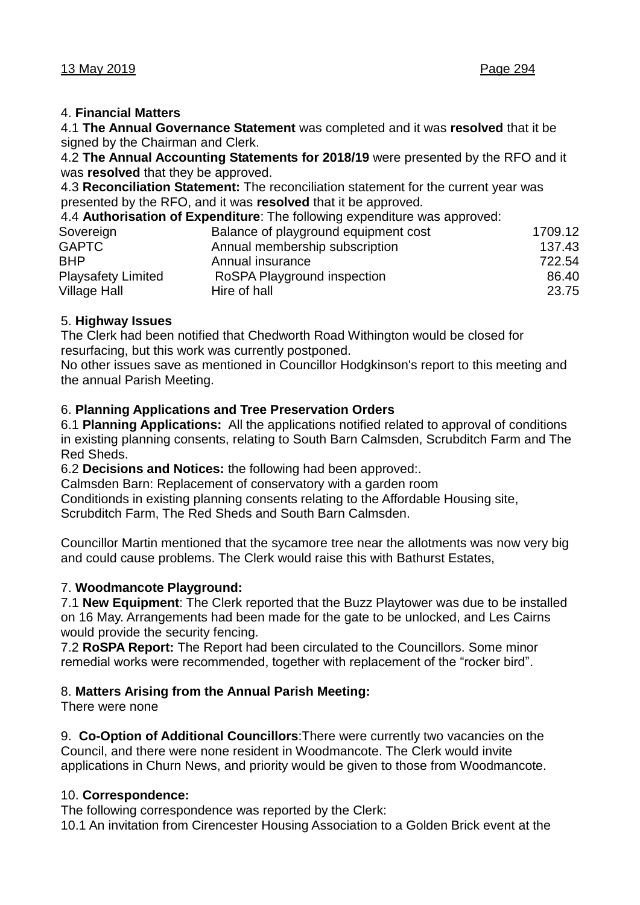## 4. **Financial Matters**

4.1 **The Annual Governance Statement** was completed and it was **resolved** that it be signed by the Chairman and Clerk.

4.2 **The Annual Accounting Statements for 2018/19** were presented by the RFO and it was **resolved** that they be approved.

4.3 **Reconciliation Statement:** The reconciliation statement for the current year was presented by the RFO, and it was **resolved** that it be approved.

4.4 **Authorisation of Expenditure**: The following expenditure was approved:

| | | |
|---|---|---|
| Sovereign | Balance of playground equipment cost | 1709.12 |
| GAPTC | Annual membership subscription | 137.43 |
| BHP | Annual insurance | 722.54 |
| Playsafety Limited | RoSPA Playground inspection | 86.40 |
| Village Hall | Hire of hall | 23.75 |

## 5. **Highway Issues**

The Clerk had been notified that Chedworth Road Withington would be closed for resurfacing, but this work was currently postponed.

No other issues save as mentioned in Councillor Hodgkinson's report to this meeting and the annual Parish Meeting.

## 6. **Planning Applications and Tree Preservation Orders**

6.1 **Planning Applications:** All the applications notified related to approval of conditions in existing planning consents, relating to South Barn Calmsden, Scrubditch Farm and The Red Sheds.

6.2 **Decisions and Notices:** the following had been approved:.

Calmsden Barn: Replacement of conservatory with a garden room

Conditionds in existing planning consents relating to the Affordable Housing site, Scrubditch Farm, The Red Sheds and South Barn Calmsden.

Councillor Martin mentioned that the sycamore tree near the allotments was now very big and could cause problems. The Clerk would raise this with Bathurst Estates,

## 7. **Woodmancote Playground:**

7.1 **New Equipment**: The Clerk reported that the Buzz Playtower was due to be installed on 16 May. Arrangements had been made for the gate to be unlocked, and Les Cairns would provide the security fencing.

7.2 **RoSPA Report:** The Report had been circulated to the Councillors. Some minor remedial works were recommended, together with replacement of the "rocker bird".

## 8. **Matters Arising from the Annual Parish Meeting:**

There were none

## 9. **Co-Option of Additional Councillors**:

There were currently two vacancies on the Council, and there were none resident in Woodmancote. The Clerk would invite applications in Churn News, and priority would be given to those from Woodmancote.

## 10. **Correspondence:**

The following correspondence was reported by the Clerk:

10.1 An invitation from Cirencester Housing Association to a Golden Brick event at the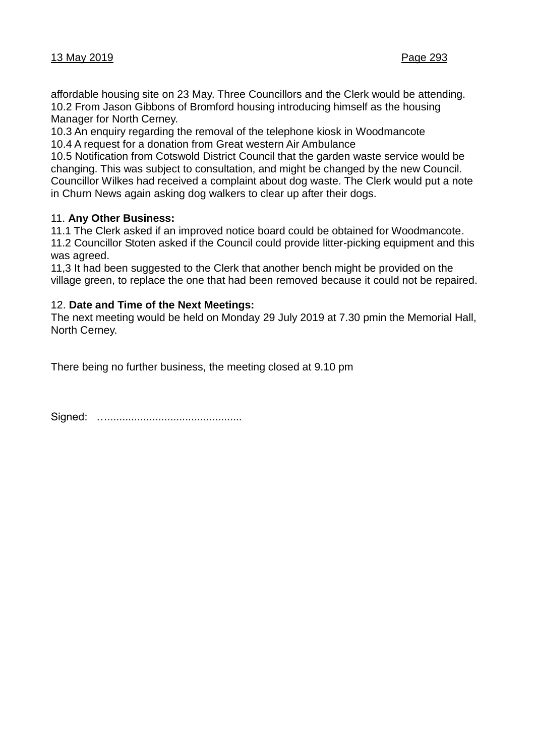affordable housing site on 23 May. Three Councillors and the Clerk would be attending.
10.2 From Jason Gibbons of Bromford housing introducing himself as the housing Manager for North Cerney.
10.3 An enquiry regarding the removal of the telephone kiosk in Woodmancote
10.4 A request for a donation from Great western Air Ambulance
10.5 Notification from Cotswold District Council that the garden waste service would be changing. This was subject to consultation, and might be changed by the new Council.
Councillor Wilkes had received a complaint about dog waste. The Clerk would put a note in Churn News again asking dog walkers to clear up after their dogs.

11. **Any Other Business:**
11.1 The Clerk asked if an improved notice board could be obtained for Woodmancote.
11.2 Councillor Stoten asked if the Council could provide litter-picking equipment and this was agreed.
11,3 It had been suggested to the Clerk that another bench might be provided on the village green, to replace the one that had been removed because it could not be repaired.

12. **Date and Time of the Next Meetings:**
The next meeting would be held on Monday 29 July 2019 at 7.30 pmin the Memorial Hall, North Cerney.

There being no further business, the meeting closed at 9.10 pm

Signed: …............................................